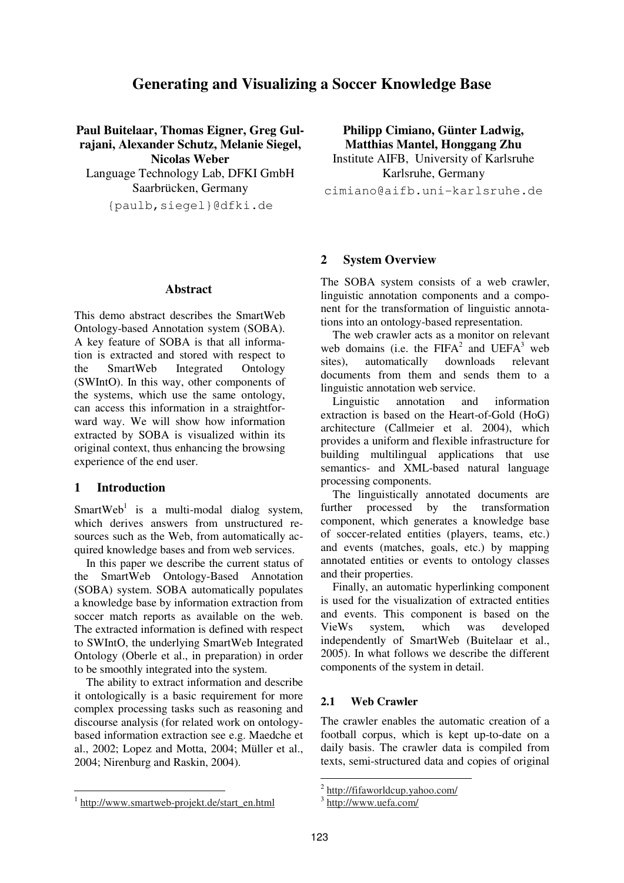# Generating and Visualizing a Soccer Knowledge Base

**Paul Buitelaar, Thomas Eigner, Greg Gulrajani, Alexander Schutz, Melanie Siegel, Nicolas Weber**
Language Technology Lab, DFKI GmbH
Saarbrücken, Germany
{paulb,siegel}@dfki.de

**Philipp Cimiano, Günter Ladwig, Matthias Mantel, Honggang Zhu**
Institute AIFB, University of Karlsruhe
Karlsruhe, Germany
cimiano@aifb.uni-karlsruhe.de

## Abstract

This demo abstract describes the SmartWeb Ontology-based Annotation system (SOBA). A key feature of SOBA is that all information is extracted and stored with respect to the SmartWeb Integrated Ontology (SWIntO). In this way, other components of the systems, which use the same ontology, can access this information in a straightforward way. We will show how information extracted by SOBA is visualized within its original context, thus enhancing the browsing experience of the end user.

## 1 Introduction

SmartWeb[1] is a multi-modal dialog system, which derives answers from unstructured resources such as the Web, from automatically acquired knowledge bases and from web services.

In this paper we describe the current status of the SmartWeb Ontology-Based Annotation (SOBA) system. SOBA automatically populates a knowledge base by information extraction from soccer match reports as available on the web. The extracted information is defined with respect to SWIntO, the underlying SmartWeb Integrated Ontology (Oberle et al., in preparation) in order to be smoothly integrated into the system.

The ability to extract information and describe it ontologically is a basic requirement for more complex processing tasks such as reasoning and discourse analysis (for related work on ontology-based information extraction see e.g. Maedche et al., 2002; Lopez and Motta, 2004; Müller et al., 2004; Nirenburg and Raskin, 2004).

[1] http://www.smartweb-projekt.de/start_en.html

## 2 System Overview

The SOBA system consists of a web crawler, linguistic annotation components and a component for the transformation of linguistic annotations into an ontology-based representation.

The web crawler acts as a monitor on relevant web domains (i.e. the FIFA[2] and UEFA[3] web sites), automatically downloads relevant documents from them and sends them to a linguistic annotation web service.

Linguistic annotation and information extraction is based on the Heart-of-Gold (HoG) architecture (Callmeier et al. 2004), which provides a uniform and flexible infrastructure for building multilingual applications that use semantics- and XML-based natural language processing components.

The linguistically annotated documents are further processed by the transformation component, which generates a knowledge base of soccer-related entities (players, teams, etc.) and events (matches, goals, etc.) by mapping annotated entities or events to ontology classes and their properties.

Finally, an automatic hyperlinking component is used for the visualization of extracted entities and events. This component is based on the VieWs system, which was developed independently of SmartWeb (Buitelaar et al., 2005). In what follows we describe the different components of the system in detail.

### 2.1 Web Crawler

The crawler enables the automatic creation of a football corpus, which is kept up-to-date on a daily basis. The crawler data is compiled from texts, semi-structured data and copies of original

[2] http://fifaworldcup.yahoo.com/

[3] http://www.uefa.com/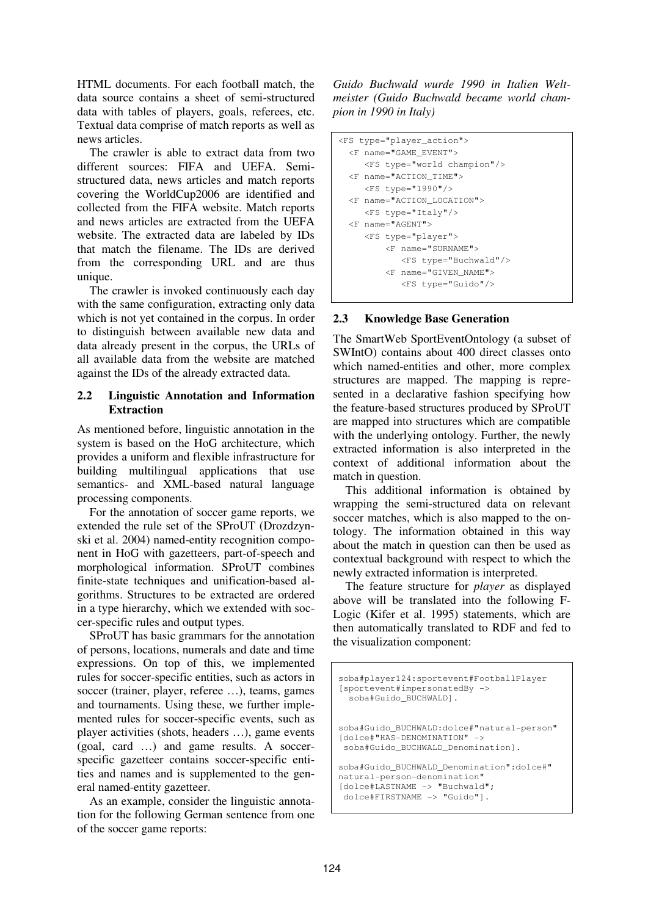HTML documents. For each football match, the data source contains a sheet of semi-structured data with tables of players, goals, referees, etc. Textual data comprise of match reports as well as news articles.

The crawler is able to extract data from two different sources: FIFA and UEFA. Semi-structured data, news articles and match reports covering the WorldCup2006 are identified and collected from the FIFA website. Match reports and news articles are extracted from the UEFA website. The extracted data are labeled by IDs that match the filename. The IDs are derived from the corresponding URL and are thus unique.

The crawler is invoked continuously each day with the same configuration, extracting only data which is not yet contained in the corpus. In order to distinguish between available new data and data already present in the corpus, the URLs of all available data from the website are matched against the IDs of the already extracted data.

### 2.2 Linguistic Annotation and Information Extraction

As mentioned before, linguistic annotation in the system is based on the HoG architecture, which provides a uniform and flexible infrastructure for building multilingual applications that use semantics- and XML-based natural language processing components.

For the annotation of soccer game reports, we extended the rule set of the SProUT (Drozdzynski et al. 2004) named-entity recognition component in HoG with gazetteers, part-of-speech and morphological information. SProUT combines finite-state techniques and unification-based algorithms. Structures to be extracted are ordered in a type hierarchy, which we extended with soccer-specific rules and output types.

SProUT has basic grammars for the annotation of persons, locations, numerals and date and time expressions. On top of this, we implemented rules for soccer-specific entities, such as actors in soccer (trainer, player, referee …), teams, games and tournaments. Using these, we further implemented rules for soccer-specific events, such as player activities (shots, headers …), game events (goal, card …) and game results. A soccer-specific gazetteer contains soccer-specific entities and names and is supplemented to the general named-entity gazetteer.

As an example, consider the linguistic annotation for the following German sentence from one of the soccer game reports:

*Guido Buchwald wurde 1990 in Italien Weltmeister (Guido Buchwald became world champion in 1990 in Italy)*

```
<FS type="player_action">
  <F name="GAME_EVENT">
     <FS type="world champion"/>
  <F name="ACTION_TIME">
     <FS type="1990"/>
  <F name="ACTION_LOCATION">
     <FS type="Italy"/>
  <F name="AGENT">
     <FS type="player">
         <F name="SURNAME">
            <FS type="Buchwald"/>
         <F name="GIVEN_NAME">
            <FS type="Guido"/>
```

### 2.3 Knowledge Base Generation

The SmartWeb SportEventOntology (a subset of SWIntO) contains about 400 direct classes onto which named-entities and other, more complex structures are mapped. The mapping is represented in a declarative fashion specifying how the feature-based structures produced by SProUT are mapped into structures which are compatible with the underlying ontology. Further, the newly extracted information is also interpreted in the context of additional information about the match in question.

This additional information is obtained by wrapping the semi-structured data on relevant soccer matches, which is also mapped to the ontology. The information obtained in this way about the match in question can then be used as contextual background with respect to which the newly extracted information is interpreted.

The feature structure for *player* as displayed above will be translated into the following F-Logic (Kifer et al. 1995) statements, which are then automatically translated to RDF and fed to the visualization component:

```
soba#player124:sportevent#FootballPlayer
[sportevent#impersonatedBy ->
  soba#Guido_BUCHWALD].

soba#Guido_BUCHWALD:dolce#"natural-person"
[dolce#"HAS-DENOMINATION" ->
 soba#Guido_BUCHWALD_Denomination].

soba#Guido_BUCHWALD_Denomination":dolce#"
natural-person-denomination"
[dolce#LASTNAME -> "Buchwald";
 dolce#FIRSTNAME -> "Guido"].
```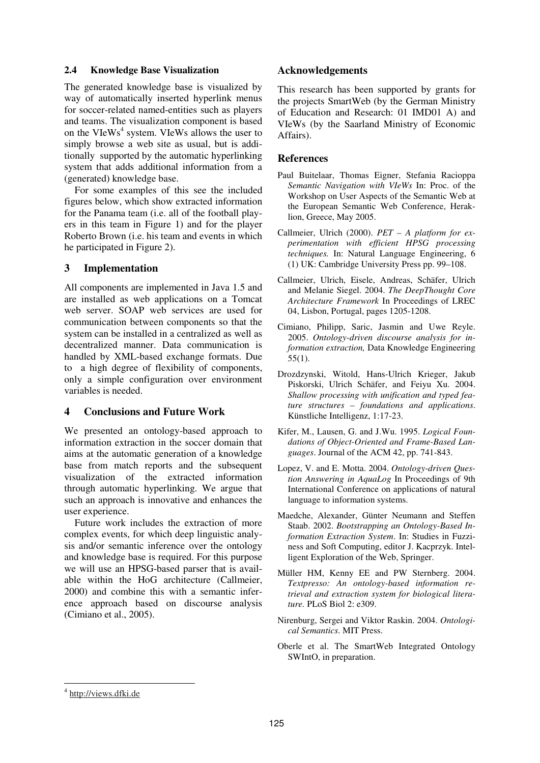### 2.4 Knowledge Base Visualization

The generated knowledge base is visualized by way of automatically inserted hyperlink menus for soccer-related named-entities such as players and teams. The visualization component is based on the VIeWs[4] system. VIeWs allows the user to simply browse a web site as usual, but is additionally supported by the automatic hyperlinking system that adds additional information from a (generated) knowledge base.

For some examples of this see the included figures below, which show extracted information for the Panama team (i.e. all of the football players in this team in Figure 1) and for the player Roberto Brown (i.e. his team and events in which he participated in Figure 2).

## 3 Implementation

All components are implemented in Java 1.5 and are installed as web applications on a Tomcat web server. SOAP web services are used for communication between components so that the system can be installed in a centralized as well as decentralized manner. Data communication is handled by XML-based exchange formats. Due to a high degree of flexibility of components, only a simple configuration over environment variables is needed.

## 4 Conclusions and Future Work

We presented an ontology-based approach to information extraction in the soccer domain that aims at the automatic generation of a knowledge base from match reports and the subsequent visualization of the extracted information through automatic hyperlinking. We argue that such an approach is innovative and enhances the user experience.

Future work includes the extraction of more complex events, for which deep linguistic analysis and/or semantic inference over the ontology and knowledge base is required. For this purpose we will use an HPSG-based parser that is available within the HoG architecture (Callmeier, 2000) and combine this with a semantic inference approach based on discourse analysis (Cimiano et al., 2005).

## Acknowledgements

This research has been supported by grants for the projects SmartWeb (by the German Ministry of Education and Research: 01 IMD01 A) and VIeWs (by the Saarland Ministry of Economic Affairs).

## References

Paul Buitelaar, Thomas Eigner, Stefania Racioppa *Semantic Navigation with VIeWs* In: Proc. of the Workshop on User Aspects of the Semantic Web at the European Semantic Web Conference, Heraklion, Greece, May 2005.

Callmeier, Ulrich (2000). *PET – A platform for experimentation with efficient HPSG processing techniques.* In: Natural Language Engineering, 6 (1) UK: Cambridge University Press pp. 99–108.

Callmeier, Ulrich, Eisele, Andreas, Schäfer, Ulrich and Melanie Siegel. 2004. *The DeepThought Core Architecture Framework* In Proceedings of LREC 04, Lisbon, Portugal, pages 1205-1208.

Cimiano, Philipp, Saric, Jasmin and Uwe Reyle. 2005. *Ontology-driven discourse analysis for information extraction,* Data Knowledge Engineering 55(1).

Drozdzynski, Witold, Hans-Ulrich Krieger, Jakub Piskorski, Ulrich Schäfer, and Feiyu Xu. 2004. *Shallow processing with unification and typed feature structures – foundations and applications*. Künstliche Intelligenz, 1:17-23.

Kifer, M., Lausen, G. and J.Wu. 1995. *Logical Foundations of Object-Oriented and Frame-Based Languages*. Journal of the ACM 42, pp. 741-843.

Lopez, V. and E. Motta. 2004. *Ontology-driven Question Answering in AquaLog* In Proceedings of 9th International Conference on applications of natural language to information systems.

Maedche, Alexander, Günter Neumann and Steffen Staab. 2002. *Bootstrapping an Ontology-Based Information Extraction System*. In: Studies in Fuzziness and Soft Computing, editor J. Kacprzyk. Intelligent Exploration of the Web, Springer.

Müller HM, Kenny EE and PW Sternberg. 2004. *Textpresso: An ontology-based information retrieval and extraction system for biological literature*. PLoS Biol 2: e309.

Nirenburg, Sergei and Viktor Raskin. 2004. *Ontological Semantics*. MIT Press.

Oberle et al. The SmartWeb Integrated Ontology SWIntO, in preparation.

[4] http://views.dfki.de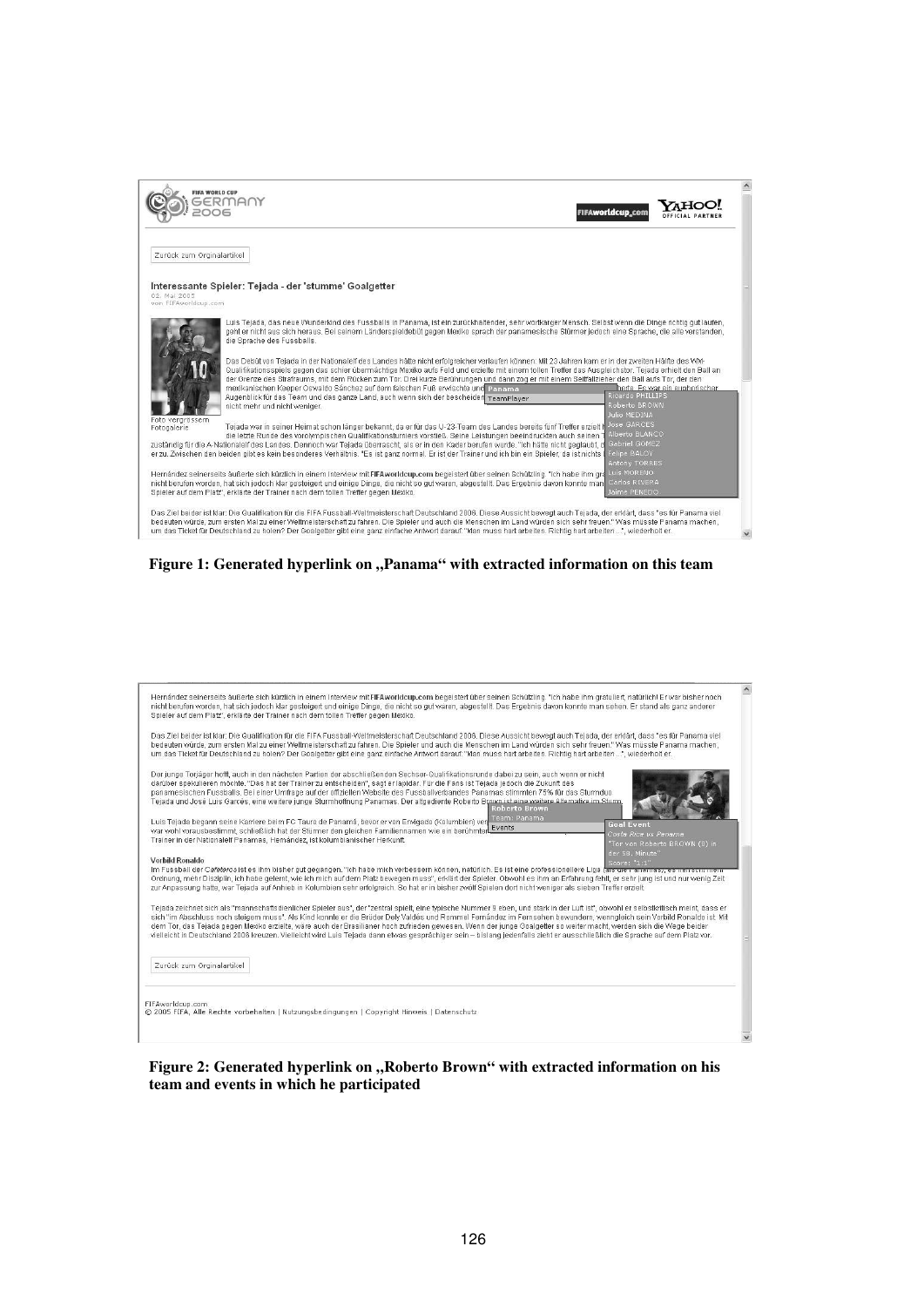Figure 1: Generated hyperlink on „Panama“ with extracted information on this team

Figure 2: Generated hyperlink on „Roberto Brown“ with extracted information on his team and events in which he participated